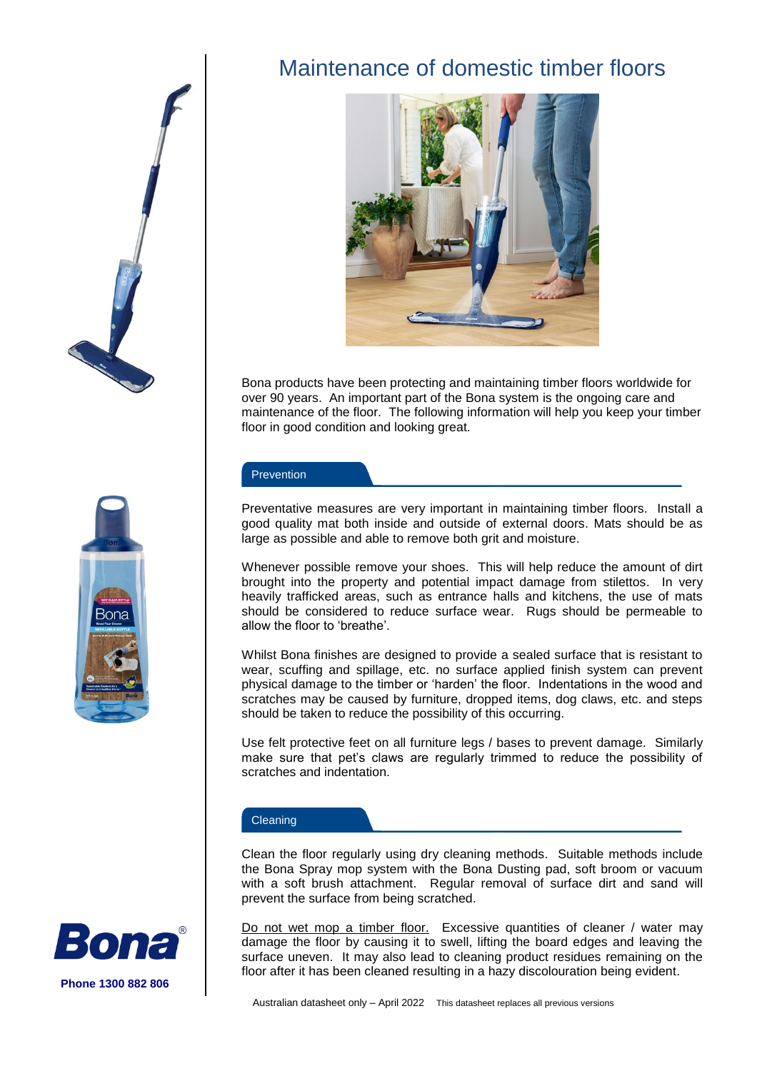# Maintenance of domestic timber floors

Bona products have been protecting and maintaining timber floors worldwide for over 90 years. An important part of the Bona system is the ongoing care and maintenance of the floor. The following information will help you keep your timber floor in good condition and looking great.

## Prevention

Preventative measures are very important in maintaining timber floors. Install a good quality mat both inside and outside of external doors. Mats should be as large as possible and able to remove both grit and moisture.

Whenever possible remove your shoes. This will help reduce the amount of dirt brought into the property and potential impact damage from stilettos. In very heavily trafficked areas, such as entrance halls and kitchens, the use of mats should be considered to reduce surface wear. Rugs should be permeable to allow the floor to 'breathe'.

Whilst Bona finishes are designed to provide a sealed surface that is resistant to wear, scuffing and spillage, etc. no surface applied finish system can prevent physical damage to the timber or 'harden' the floor. Indentations in the wood and scratches may be caused by furniture, dropped items, dog claws, etc. and steps should be taken to reduce the possibility of this occurring.

Use felt protective feet on all furniture legs / bases to prevent damage. Similarly make sure that pet's claws are regularly trimmed to reduce the possibility of scratches and indentation.

## Cleaning

Clean the floor regularly using dry cleaning methods. Suitable methods include the Bona Spray mop system with the Bona Dusting pad, soft broom or vacuum with a soft brush attachment. Regular removal of surface dirt and sand will prevent the surface from being scratched.

Do not wet mop a timber floor. Excessive quantities of cleaner / water may damage the floor by causing it to swell, lifting the board edges and leaving the surface uneven. It may also lead to cleaning product residues remaining on the floor after it has been cleaned resulting in a hazy discolouration being evident.

Bona®

Phone 1300 882 806

Australian datasheet only – April 2022 This datasheet replaces all previous versions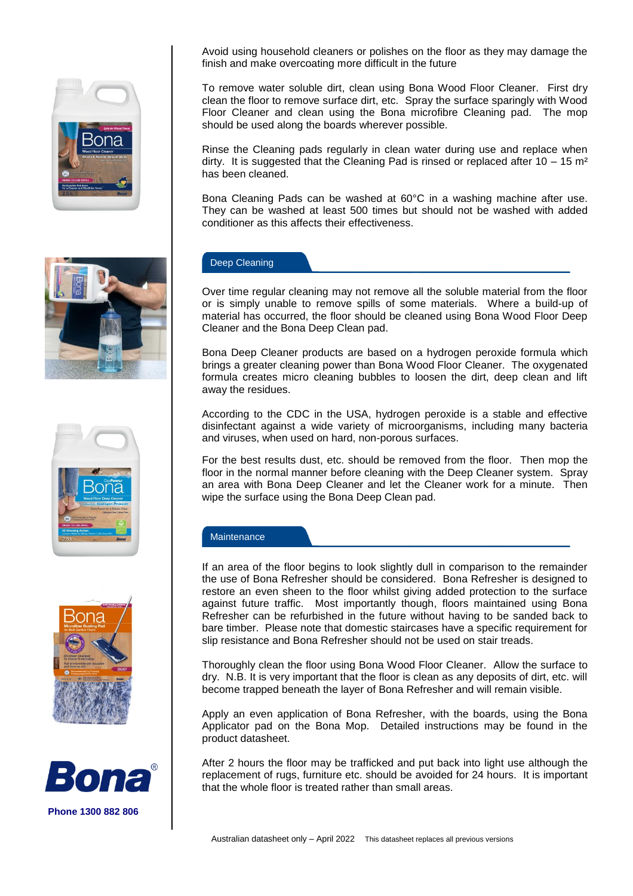Avoid using household cleaners or polishes on the floor as they may damage the finish and make overcoating more difficult in the future

To remove water soluble dirt, clean using Bona Wood Floor Cleaner. First dry clean the floor to remove surface dirt, etc. Spray the surface sparingly with Wood Floor Cleaner and clean using the Bona microfibre Cleaning pad. The mop should be used along the boards wherever possible.

Rinse the Cleaning pads regularly in clean water during use and replace when dirty. It is suggested that the Cleaning Pad is rinsed or replaced after 10 – 15 m² has been cleaned.

Bona Cleaning Pads can be washed at 60°C in a washing machine after use. They can be washed at least 500 times but should not be washed with added conditioner as this affects their effectiveness.

## Deep Cleaning

Over time regular cleaning may not remove all the soluble material from the floor or is simply unable to remove spills of some materials. Where a build-up of material has occurred, the floor should be cleaned using Bona Wood Floor Deep Cleaner and the Bona Deep Clean pad.

Bona Deep Cleaner products are based on a hydrogen peroxide formula which brings a greater cleaning power than Bona Wood Floor Cleaner. The oxygenated formula creates micro cleaning bubbles to loosen the dirt, deep clean and lift away the residues.

According to the CDC in the USA, hydrogen peroxide is a stable and effective disinfectant against a wide variety of microorganisms, including many bacteria and viruses, when used on hard, non-porous surfaces.

For the best results dust, etc. should be removed from the floor. Then mop the floor in the normal manner before cleaning with the Deep Cleaner system. Spray an area with Bona Deep Cleaner and let the Cleaner work for a minute. Then wipe the surface using the Bona Deep Clean pad.

## Maintenance

If an area of the floor begins to look slightly dull in comparison to the remainder the use of Bona Refresher should be considered. Bona Refresher is designed to restore an even sheen to the floor whilst giving added protection to the surface against future traffic. Most importantly though, floors maintained using Bona Refresher can be refurbished in the future without having to be sanded back to bare timber. Please note that domestic staircases have a specific requirement for slip resistance and Bona Refresher should not be used on stair treads.

Thoroughly clean the floor using Bona Wood Floor Cleaner. Allow the surface to dry. N.B. It is very important that the floor is clean as any deposits of dirt, etc. will become trapped beneath the layer of Bona Refresher and will remain visible.

Apply an even application of Bona Refresher, with the boards, using the Bona Applicator pad on the Bona Mop. Detailed instructions may be found in the product datasheet.

After 2 hours the floor may be trafficked and put back into light use although the replacement of rugs, furniture etc. should be avoided for 24 hours. It is important that the whole floor is treated rather than small areas.

**Phone 1300 882 806**

Australian datasheet only – April 2022 This datasheet replaces all previous versions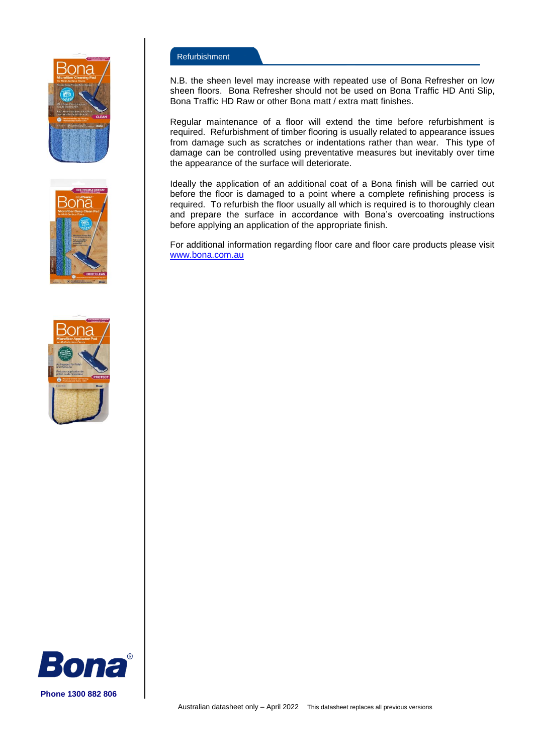## Refurbishment

N.B. the sheen level may increase with repeated use of Bona Refresher on low sheen floors. Bona Refresher should not be used on Bona Traffic HD Anti Slip, Bona Traffic HD Raw or other Bona matt / extra matt finishes.

Regular maintenance of a floor will extend the time before refurbishment is required. Refurbishment of timber flooring is usually related to appearance issues from damage such as scratches or indentations rather than wear. This type of damage can be controlled using preventative measures but inevitably over time the appearance of the surface will deteriorate.

Ideally the application of an additional coat of a Bona finish will be carried out before the floor is damaged to a point where a complete refinishing process is required. To refurbish the floor usually all which is required is to thoroughly clean and prepare the surface in accordance with Bona's overcoating instructions before applying an application of the appropriate finish.

For additional information regarding floor care and floor care products please visit [www.bona.com.au](www.bona.com.au)

Bona®

**Phone 1300 882 806**

Australian datasheet only – April 2022 This datasheet replaces all previous versions